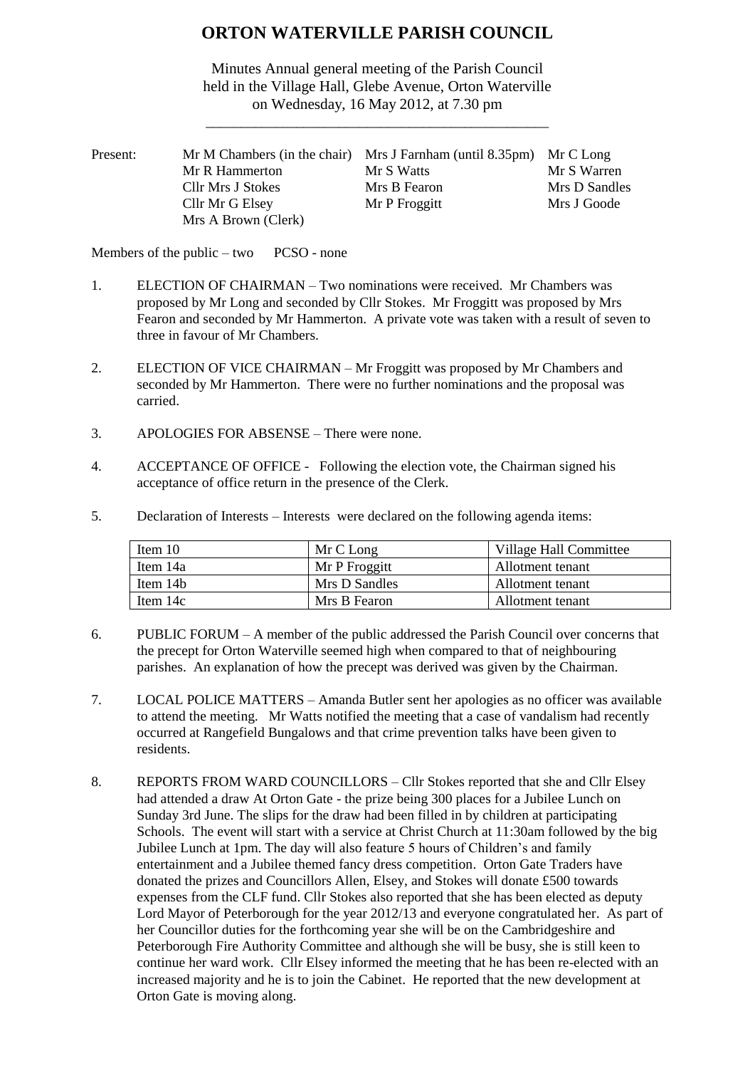# ORTON WATERVILLE PARISH COUNCIL

Minutes Annual general meeting of the Parish Council held in the Village Hall, Glebe Avenue, Orton Waterville on Wednesday, 16 May 2012, at 7.30 pm

| Present: | Mr M Chambers (in the chair) | Mrs J Farnham (until 8.35pm) | Mr C Long |
|---|---|---|---|
| | Mr R Hammerton | Mr S Watts | Mr S Warren |
| | Cllr Mrs J Stokes | Mrs B Fearon | Mrs D Sandles |
| | Cllr Mr G Elsey | Mr P Froggitt | Mrs J Goode |
| | Mrs A Brown (Clerk) | | |

Members of the public – two PCSO - none

1. ELECTION OF CHAIRMAN – Two nominations were received. Mr Chambers was proposed by Mr Long and seconded by Cllr Stokes. Mr Froggitt was proposed by Mrs Fearon and seconded by Mr Hammerton. A private vote was taken with a result of seven to three in favour of Mr Chambers.

2. ELECTION OF VICE CHAIRMAN – Mr Froggitt was proposed by Mr Chambers and seconded by Mr Hammerton. There were no further nominations and the proposal was carried.

3. APOLOGIES FOR ABSENSE – There were none.

4. ACCEPTANCE OF OFFICE - Following the election vote, the Chairman signed his acceptance of office return in the presence of the Clerk.

5. Declaration of Interests – Interests were declared on the following agenda items:

| Item 10 | Mr C Long | Village Hall Committee |
|---|---|---|
| Item 14a | Mr P Froggitt | Allotment tenant |
| Item 14b | Mrs D Sandles | Allotment tenant |
| Item 14c | Mrs B Fearon | Allotment tenant |

6. PUBLIC FORUM – A member of the public addressed the Parish Council over concerns that the precept for Orton Waterville seemed high when compared to that of neighbouring parishes. An explanation of how the precept was derived was given by the Chairman.

7. LOCAL POLICE MATTERS – Amanda Butler sent her apologies as no officer was available to attend the meeting. Mr Watts notified the meeting that a case of vandalism had recently occurred at Rangefield Bungalows and that crime prevention talks have been given to residents.

8. REPORTS FROM WARD COUNCILLORS – Cllr Stokes reported that she and Cllr Elsey had attended a draw At Orton Gate - the prize being 300 places for a Jubilee Lunch on Sunday 3rd June. The slips for the draw had been filled in by children at participating Schools. The event will start with a service at Christ Church at 11:30am followed by the big Jubilee Lunch at 1pm. The day will also feature 5 hours of Children's and family entertainment and a Jubilee themed fancy dress competition. Orton Gate Traders have donated the prizes and Councillors Allen, Elsey, and Stokes will donate £500 towards expenses from the CLF fund. Cllr Stokes also reported that she has been elected as deputy Lord Mayor of Peterborough for the year 2012/13 and everyone congratulated her. As part of her Councillor duties for the forthcoming year she will be on the Cambridgeshire and Peterborough Fire Authority Committee and although she will be busy, she is still keen to continue her ward work. Cllr Elsey informed the meeting that he has been re-elected with an increased majority and he is to join the Cabinet. He reported that the new development at Orton Gate is moving along.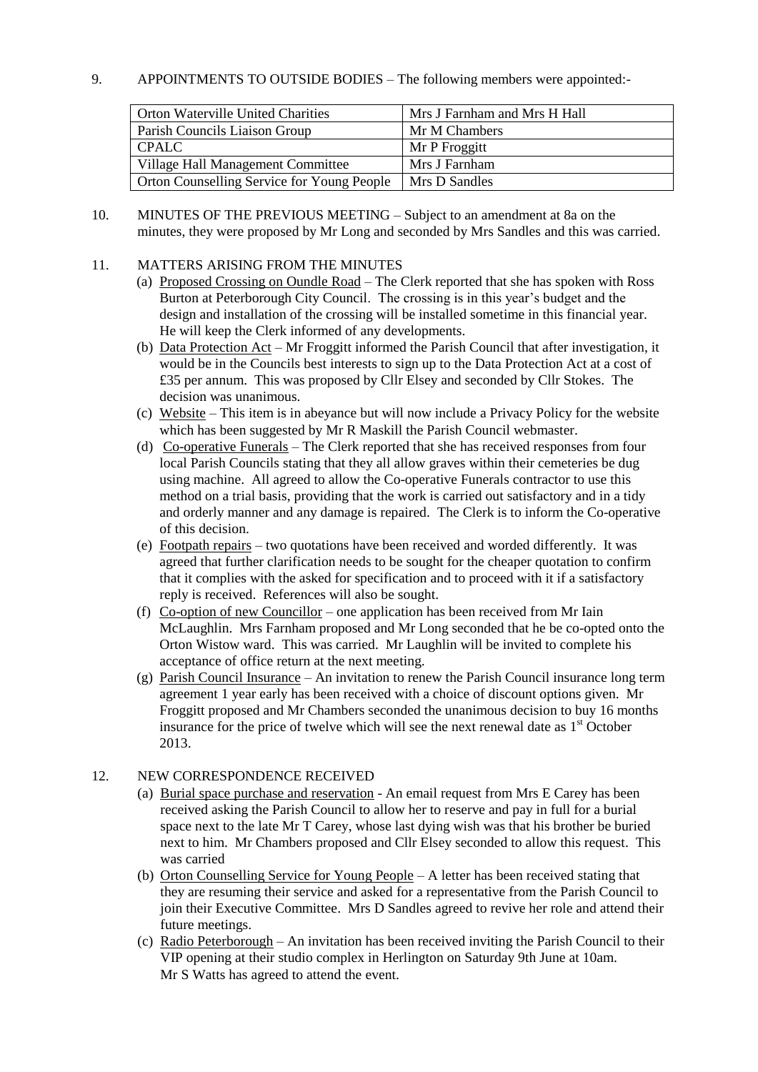9. APPOINTMENTS TO OUTSIDE BODIES – The following members were appointed:-

| Orton Waterville United Charities | Mrs J Farnham and Mrs H Hall |
|---|---|
| Parish Councils Liaison Group | Mr M Chambers |
| CPALC | Mr P Froggitt |
| Village Hall Management Committee | Mrs J Farnham |
| Orton Counselling Service for Young People | Mrs D Sandles |

10. MINUTES OF THE PREVIOUS MEETING – Subject to an amendment at 8a on the minutes, they were proposed by Mr Long and seconded by Mrs Sandles and this was carried.

11. MATTERS ARISING FROM THE MINUTES
   (a) Proposed Crossing on Oundle Road – The Clerk reported that she has spoken with Ross Burton at Peterborough City Council. The crossing is in this year's budget and the design and installation of the crossing will be installed sometime in this financial year. He will keep the Clerk informed of any developments.
   (b) Data Protection Act – Mr Froggitt informed the Parish Council that after investigation, it would be in the Councils best interests to sign up to the Data Protection Act at a cost of £35 per annum. This was proposed by Cllr Elsey and seconded by Cllr Stokes. The decision was unanimous.
   (c) Website – This item is in abeyance but will now include a Privacy Policy for the website which has been suggested by Mr R Maskill the Parish Council webmaster.
   (d) Co-operative Funerals – The Clerk reported that she has received responses from four local Parish Councils stating that they all allow graves within their cemeteries be dug using machine. All agreed to allow the Co-operative Funerals contractor to use this method on a trial basis, providing that the work is carried out satisfactory and in a tidy and orderly manner and any damage is repaired. The Clerk is to inform the Co-operative of this decision.
   (e) Footpath repairs – two quotations have been received and worded differently. It was agreed that further clarification needs to be sought for the cheaper quotation to confirm that it complies with the asked for specification and to proceed with it if a satisfactory reply is received. References will also be sought.
   (f) Co-option of new Councillor – one application has been received from Mr Iain McLaughlin. Mrs Farnham proposed and Mr Long seconded that he be co-opted onto the Orton Wistow ward. This was carried. Mr Laughlin will be invited to complete his acceptance of office return at the next meeting.
   (g) Parish Council Insurance – An invitation to renew the Parish Council insurance long term agreement 1 year early has been received with a choice of discount options given. Mr Froggitt proposed and Mr Chambers seconded the unanimous decision to buy 16 months insurance for the price of twelve which will see the next renewal date as 1st October 2013.

12. NEW CORRESPONDENCE RECEIVED
   (a) Burial space purchase and reservation - An email request from Mrs E Carey has been received asking the Parish Council to allow her to reserve and pay in full for a burial space next to the late Mr T Carey, whose last dying wish was that his brother be buried next to him. Mr Chambers proposed and Cllr Elsey seconded to allow this request. This was carried
   (b) Orton Counselling Service for Young People – A letter has been received stating that they are resuming their service and asked for a representative from the Parish Council to join their Executive Committee. Mrs D Sandles agreed to revive her role and attend their future meetings.
   (c) Radio Peterborough – An invitation has been received inviting the Parish Council to their VIP opening at their studio complex in Herlington on Saturday 9th June at 10am. Mr S Watts has agreed to attend the event.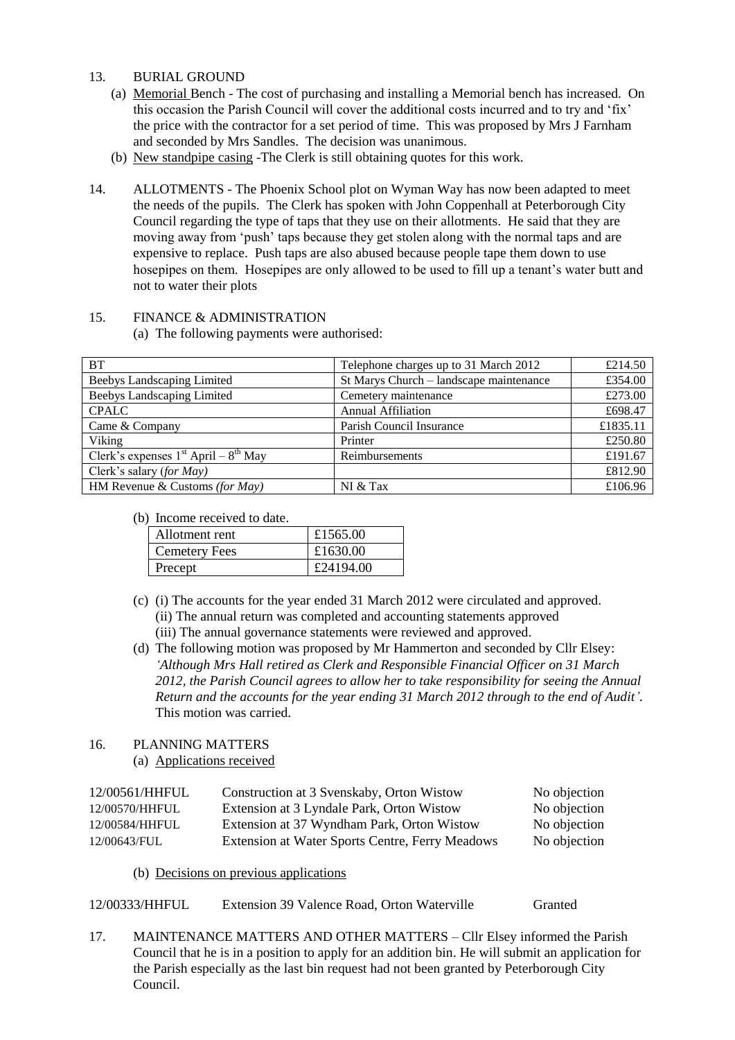13. BURIAL GROUND

(a) Memorial Bench - The cost of purchasing and installing a Memorial bench has increased. On this occasion the Parish Council will cover the additional costs incurred and to try and 'fix' the price with the contractor for a set period of time. This was proposed by Mrs J Farnham and seconded by Mrs Sandles. The decision was unanimous.

(b) New standpipe casing -The Clerk is still obtaining quotes for this work.

14. ALLOTMENTS - The Phoenix School plot on Wyman Way has now been adapted to meet the needs of the pupils. The Clerk has spoken with John Coppenhall at Peterborough City Council regarding the type of taps that they use on their allotments. He said that they are moving away from 'push' taps because they get stolen along with the normal taps and are expensive to replace. Push taps are also abused because people tape them down to use hosepipes on them. Hosepipes are only allowed to be used to fill up a tenant's water butt and not to water their plots

15. FINANCE & ADMINISTRATION

(a) The following payments were authorised:

| | | |
|---|---|---|
| BT | Telephone charges up to 31 March 2012 | £214.50 |
| Beebys Landscaping Limited | St Marys Church – landscape maintenance | £354.00 |
| Beebys Landscaping Limited | Cemetery maintenance | £273.00 |
| CPALC | Annual Affiliation | £698.47 |
| Came & Company | Parish Council Insurance | £1835.11 |
| Viking | Printer | £250.80 |
| Clerk's expenses 1st April – 8th May | Reimbursements | £191.67 |
| Clerk's salary (*for May*) | | £812.90 |
| HM Revenue & Customs (*for May*) | NI & Tax | £106.96 |

(b) Income received to date.

| | |
|---|---|
| Allotment rent | £1565.00 |
| Cemetery Fees | £1630.00 |
| Precept | £24194.00 |

(c) (i) The accounts for the year ended 31 March 2012 were circulated and approved.
(ii) The annual return was completed and accounting statements approved
(iii) The annual governance statements were reviewed and approved.

(d) The following motion was proposed by Mr Hammerton and seconded by Cllr Elsey: *'Although Mrs Hall retired as Clerk and Responsible Financial Officer on 31 March 2012, the Parish Council agrees to allow her to take responsibility for seeing the Annual Return and the accounts for the year ending 31 March 2012 through to the end of Audit'.* This motion was carried.

16. PLANNING MATTERS

(a) Applications received

| | | |
|---|---|---|
| 12/00561/HHFUL | Construction at 3 Svenskaby, Orton Wistow | No objection |
| 12/00570/HHFUL | Extension at 3 Lyndale Park, Orton Wistow | No objection |
| 12/00584/HHFUL | Extension at 37 Wyndham Park, Orton Wistow | No objection |
| 12/00643/FUL | Extension at Water Sports Centre, Ferry Meadows | No objection |

(b) Decisions on previous applications

| | | |
|---|---|---|
| 12/00333/HHFUL | Extension 39 Valence Road, Orton Waterville | Granted |

17. MAINTENANCE MATTERS AND OTHER MATTERS – Cllr Elsey informed the Parish Council that he is in a position to apply for an addition bin. He will submit an application for the Parish especially as the last bin request had not been granted by Peterborough City Council.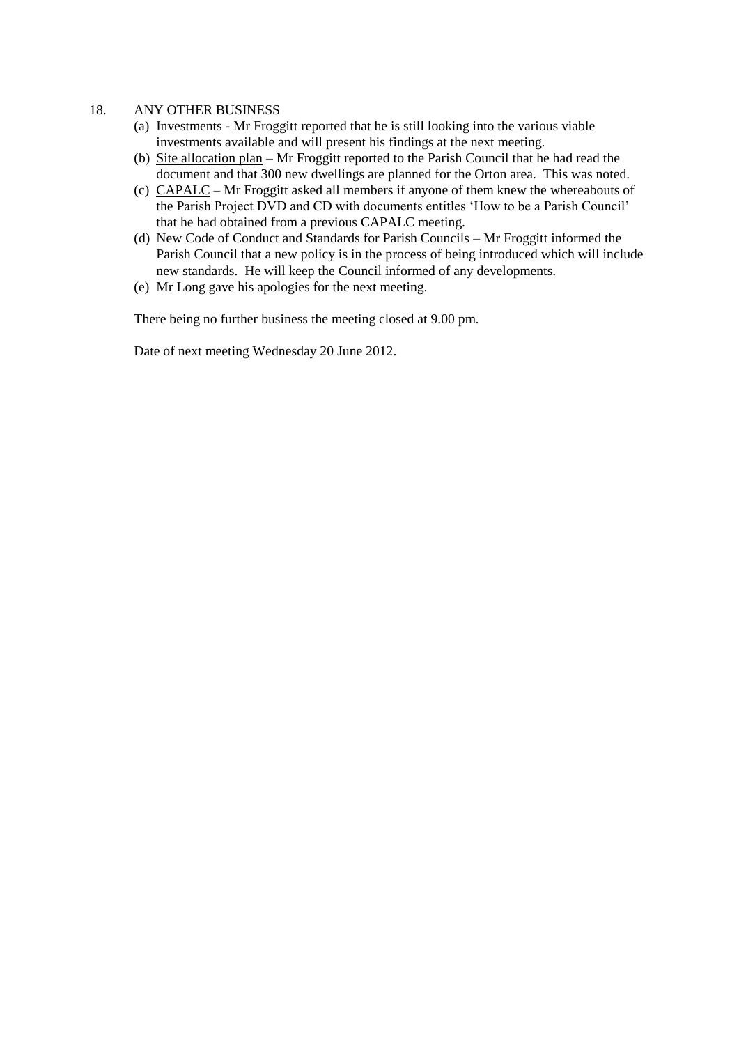18. ANY OTHER BUSINESS

(a) Investments - Mr Froggitt reported that he is still looking into the various viable investments available and will present his findings at the next meeting.

(b) Site allocation plan – Mr Froggitt reported to the Parish Council that he had read the document and that 300 new dwellings are planned for the Orton area. This was noted.

(c) CAPALC – Mr Froggitt asked all members if anyone of them knew the whereabouts of the Parish Project DVD and CD with documents entitles 'How to be a Parish Council' that he had obtained from a previous CAPALC meeting.

(d) New Code of Conduct and Standards for Parish Councils – Mr Froggitt informed the Parish Council that a new policy is in the process of being introduced which will include new standards. He will keep the Council informed of any developments.

(e) Mr Long gave his apologies for the next meeting.

There being no further business the meeting closed at 9.00 pm.

Date of next meeting Wednesday 20 June 2012.